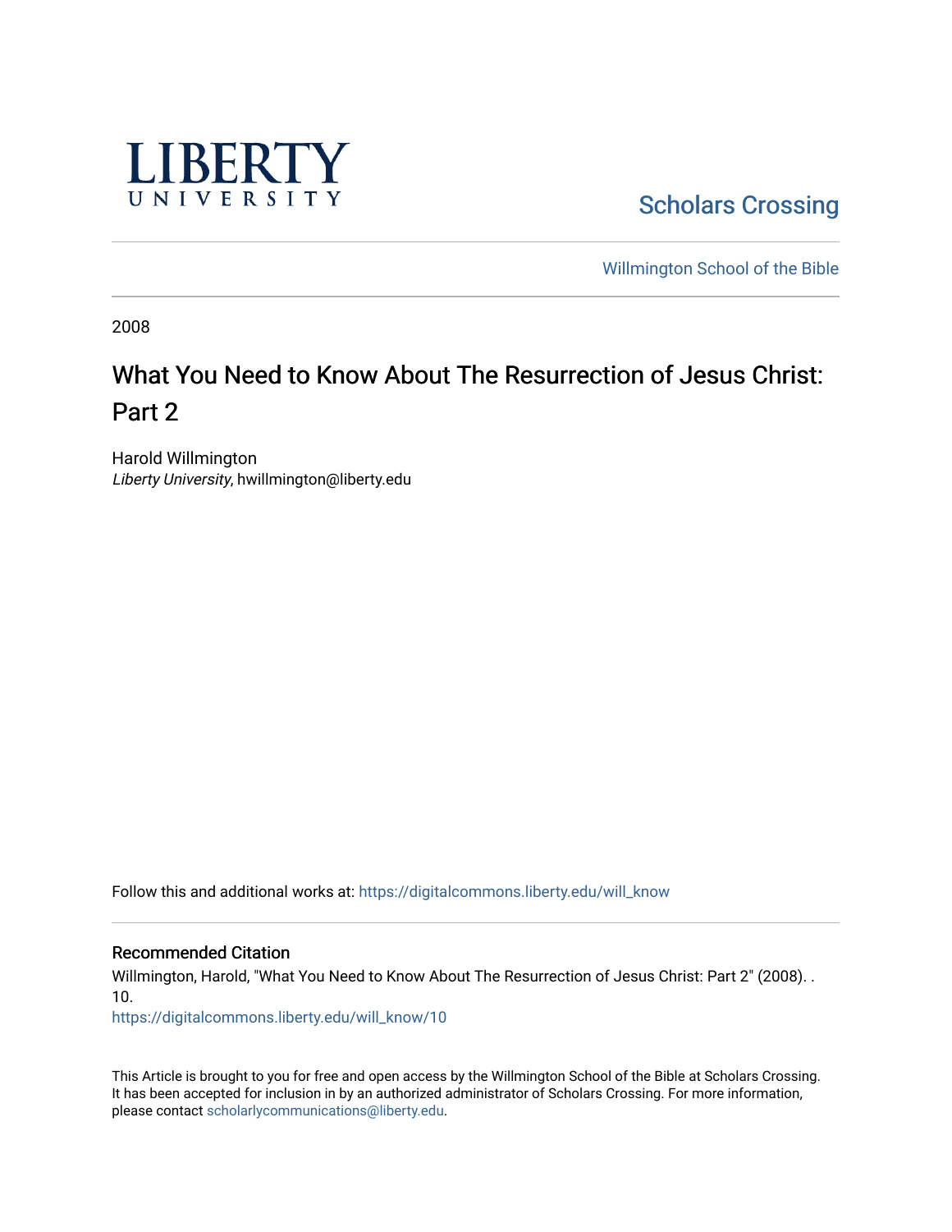LIBERTY UNIVERSITY

Scholars Crossing

Willmington School of the Bible

2008

# What You Need to Know About The Resurrection of Jesus Christ: Part 2

Harold Willmington
*Liberty University*, hwillmington@liberty.edu

Follow this and additional works at: https://digitalcommons.liberty.edu/will_know

### Recommended Citation

Willmington, Harold, "What You Need to Know About The Resurrection of Jesus Christ: Part 2" (2008). . 10.
https://digitalcommons.liberty.edu/will_know/10

This Article is brought to you for free and open access by the Willmington School of the Bible at Scholars Crossing. It has been accepted for inclusion in by an authorized administrator of Scholars Crossing. For more information, please contact scholarlycommunications@liberty.edu.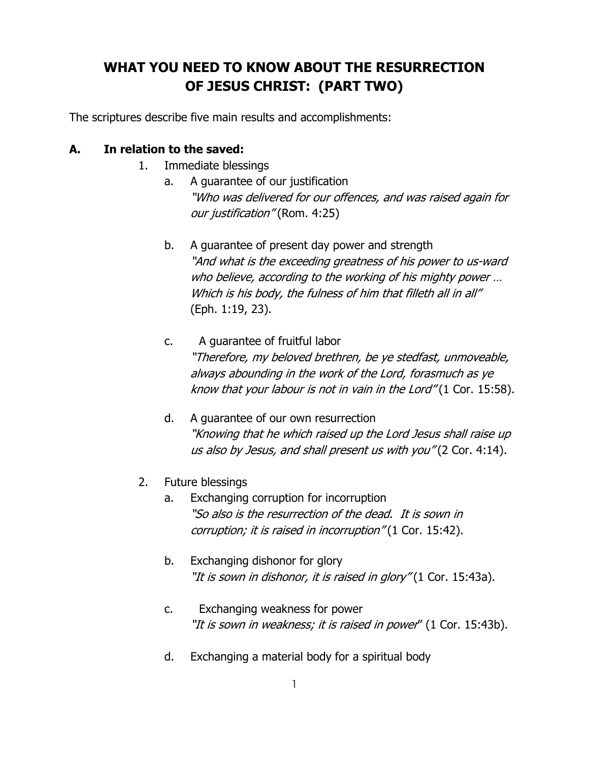# WHAT YOU NEED TO KNOW ABOUT THE RESURRECTION OF JESUS CHRIST: (PART TWO)

The scriptures describe five main results and accomplishments:

## A. In relation to the saved:

1. Immediate blessings
   a. A guarantee of our justification
      *"Who was delivered for our offences, and was raised again for our justification"* (Rom. 4:25)

   b. A guarantee of present day power and strength
      *"And what is the exceeding greatness of his power to us-ward who believe, according to the working of his mighty power … Which is his body, the fulness of him that filleth all in all"* (Eph. 1:19, 23).

   c. A guarantee of fruitful labor
      *"Therefore, my beloved brethren, be ye stedfast, unmoveable, always abounding in the work of the Lord, forasmuch as ye know that your labour is not in vain in the Lord"* (1 Cor. 15:58).

   d. A guarantee of our own resurrection
      *"Knowing that he which raised up the Lord Jesus shall raise up us also by Jesus, and shall present us with you"* (2 Cor. 4:14).

2. Future blessings
   a. Exchanging corruption for incorruption
      *"So also is the resurrection of the dead. It is sown in corruption; it is raised in incorruption"* (1 Cor. 15:42).

   b. Exchanging dishonor for glory
      *"It is sown in dishonor, it is raised in glory"* (1 Cor. 15:43a).

   c. Exchanging weakness for power
      *"It is sown in weakness; it is raised in power"* (1 Cor. 15:43b).

   d. Exchanging a material body for a spiritual body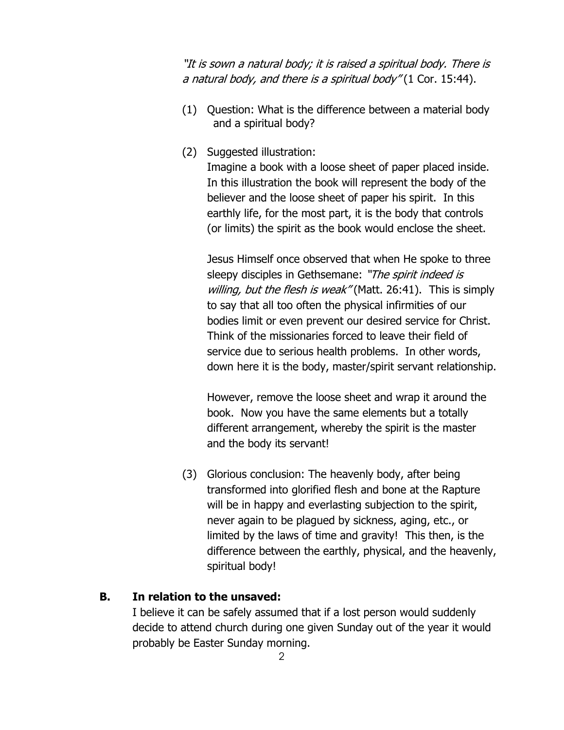*"It is sown a natural body; it is raised a spiritual body. There is a natural body, and there is a spiritual body"* (1 Cor. 15:44).

(1) Question: What is the difference between a material body and a spiritual body?

(2) Suggested illustration:
Imagine a book with a loose sheet of paper placed inside. In this illustration the book will represent the body of the believer and the loose sheet of paper his spirit. In this earthly life, for the most part, it is the body that controls (or limits) the spirit as the book would enclose the sheet.

Jesus Himself once observed that when He spoke to three sleepy disciples in Gethsemane: *"The spirit indeed is willing, but the flesh is weak"* (Matt. 26:41). This is simply to say that all too often the physical infirmities of our bodies limit or even prevent our desired service for Christ. Think of the missionaries forced to leave their field of service due to serious health problems. In other words, down here it is the body, master/spirit servant relationship.

However, remove the loose sheet and wrap it around the book. Now you have the same elements but a totally different arrangement, whereby the spirit is the master and the body its servant!

(3) Glorious conclusion: The heavenly body, after being transformed into glorified flesh and bone at the Rapture will be in happy and everlasting subjection to the spirit, never again to be plagued by sickness, aging, etc., or limited by the laws of time and gravity! This then, is the difference between the earthly, physical, and the heavenly, spiritual body!

**B. In relation to the unsaved:**

I believe it can be safely assumed that if a lost person would suddenly decide to attend church during one given Sunday out of the year it would probably be Easter Sunday morning.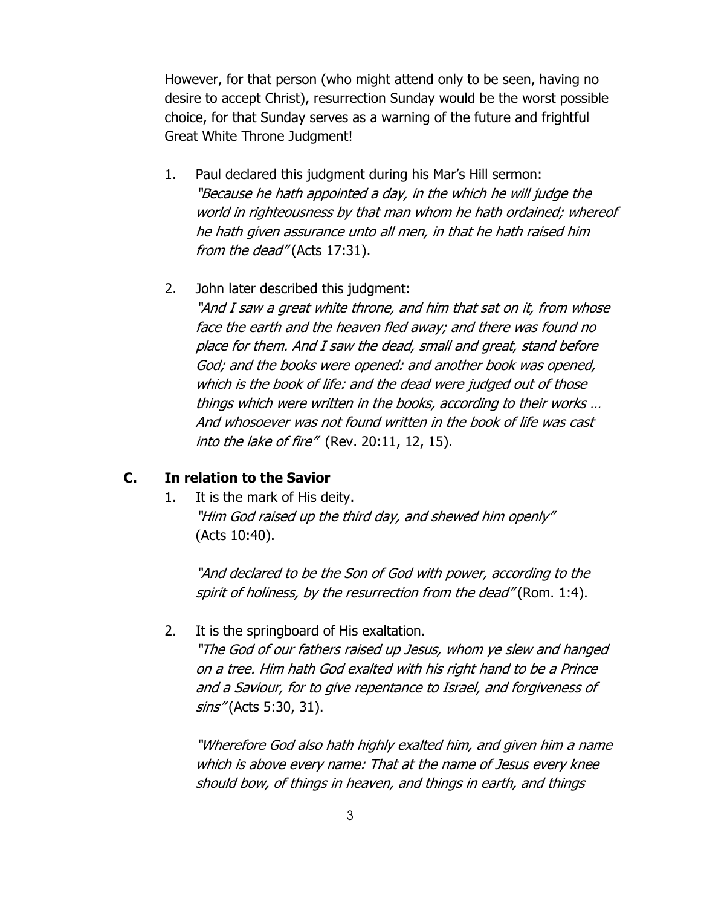However, for that person (who might attend only to be seen, having no desire to accept Christ), resurrection Sunday would be the worst possible choice, for that Sunday serves as a warning of the future and frightful Great White Throne Judgment!

1. Paul declared this judgment during his Mar's Hill sermon: *"Because he hath appointed a day, in the which he will judge the world in righteousness by that man whom he hath ordained; whereof he hath given assurance unto all men, in that he hath raised him from the dead"* (Acts 17:31).

2. John later described this judgment: *"And I saw a great white throne, and him that sat on it, from whose face the earth and the heaven fled away; and there was found no place for them. And I saw the dead, small and great, stand before God; and the books were opened: and another book was opened, which is the book of life: and the dead were judged out of those things which were written in the books, according to their works … And whosoever was not found written in the book of life was cast into the lake of fire"* (Rev. 20:11, 12, 15).

## C. In relation to the Savior

1. It is the mark of His deity.
   *"Him God raised up the third day, and shewed him openly"* (Acts 10:40).

   *"And declared to be the Son of God with power, according to the spirit of holiness, by the resurrection from the dead"* (Rom. 1:4).

2. It is the springboard of His exaltation.
   *"The God of our fathers raised up Jesus, whom ye slew and hanged on a tree. Him hath God exalted with his right hand to be a Prince and a Saviour, for to give repentance to Israel, and forgiveness of sins"* (Acts 5:30, 31).

   *"Wherefore God also hath highly exalted him, and given him a name which is above every name: That at the name of Jesus every knee should bow, of things in heaven, and things in earth, and things*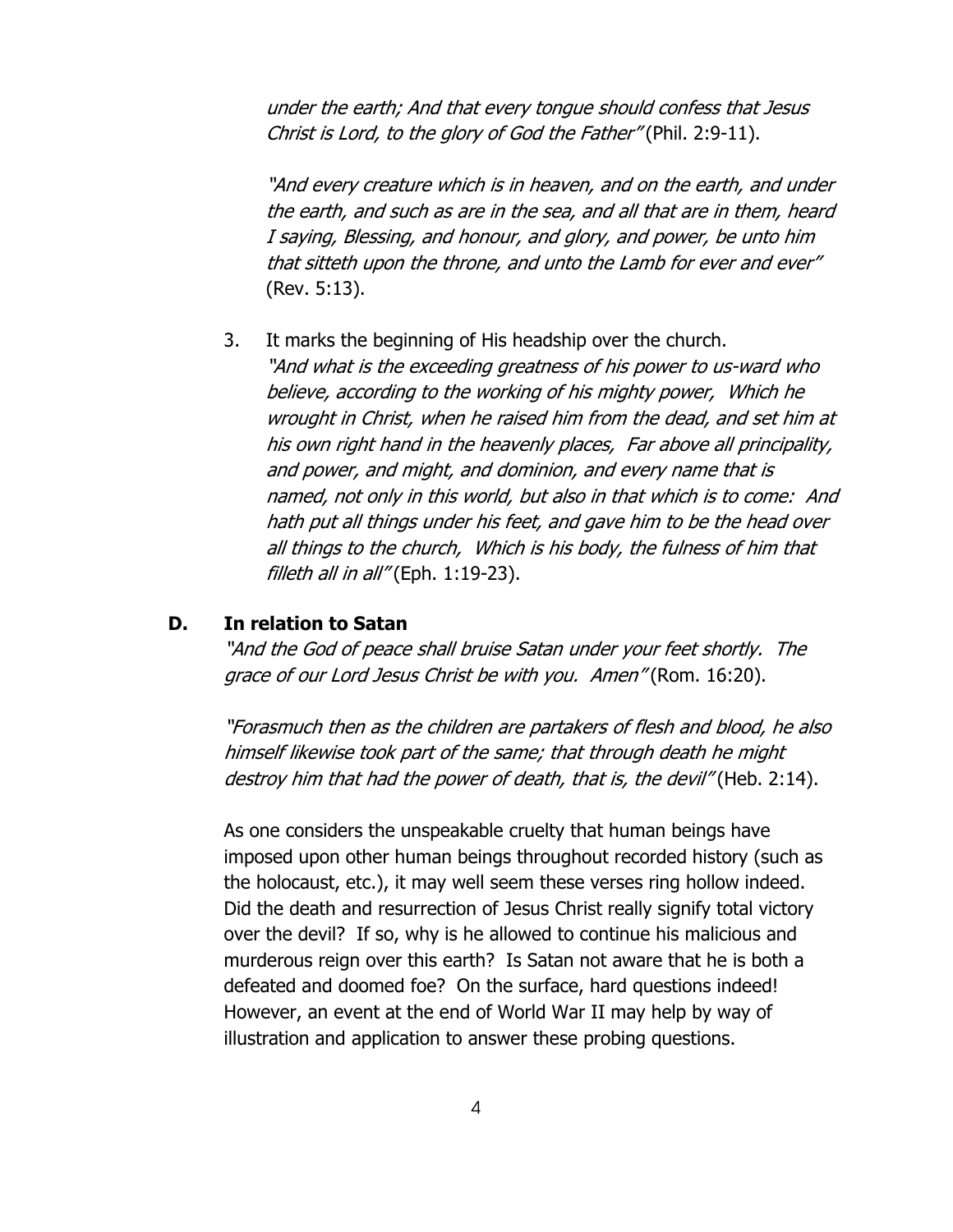*under the earth; And that every tongue should confess that Jesus Christ is Lord, to the glory of God the Father"* (Phil. 2:9-11).

*"And every creature which is in heaven, and on the earth, and under the earth, and such as are in the sea, and all that are in them, heard I saying, Blessing, and honour, and glory, and power, be unto him that sitteth upon the throne, and unto the Lamb for ever and ever"* (Rev. 5:13).

3. It marks the beginning of His headship over the church.
   *"And what is the exceeding greatness of his power to us-ward who believe, according to the working of his mighty power, Which he wrought in Christ, when he raised him from the dead, and set him at his own right hand in the heavenly places, Far above all principality, and power, and might, and dominion, and every name that is named, not only in this world, but also in that which is to come: And hath put all things under his feet, and gave him to be the head over all things to the church, Which is his body, the fulness of him that filleth all in all"* (Eph. 1:19-23).

## D. In relation to Satan

*"And the God of peace shall bruise Satan under your feet shortly. The grace of our Lord Jesus Christ be with you. Amen"* (Rom. 16:20).

*"Forasmuch then as the children are partakers of flesh and blood, he also himself likewise took part of the same; that through death he might destroy him that had the power of death, that is, the devil"* (Heb. 2:14).

As one considers the unspeakable cruelty that human beings have imposed upon other human beings throughout recorded history (such as the holocaust, etc.), it may well seem these verses ring hollow indeed. Did the death and resurrection of Jesus Christ really signify total victory over the devil? If so, why is he allowed to continue his malicious and murderous reign over this earth? Is Satan not aware that he is both a defeated and doomed foe? On the surface, hard questions indeed! However, an event at the end of World War II may help by way of illustration and application to answer these probing questions.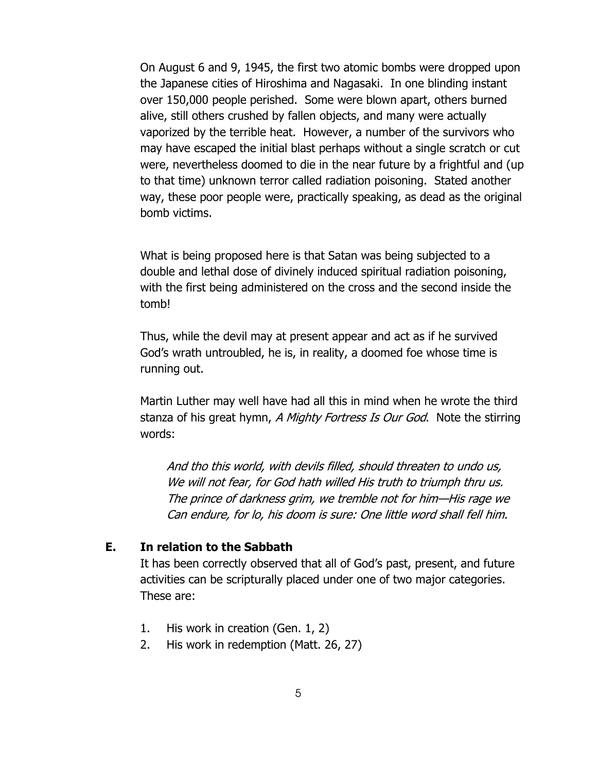On August 6 and 9, 1945, the first two atomic bombs were dropped upon the Japanese cities of Hiroshima and Nagasaki. In one blinding instant over 150,000 people perished. Some were blown apart, others burned alive, still others crushed by fallen objects, and many were actually vaporized by the terrible heat. However, a number of the survivors who may have escaped the initial blast perhaps without a single scratch or cut were, nevertheless doomed to die in the near future by a frightful and (up to that time) unknown terror called radiation poisoning. Stated another way, these poor people were, practically speaking, as dead as the original bomb victims.

What is being proposed here is that Satan was being subjected to a double and lethal dose of divinely induced spiritual radiation poisoning, with the first being administered on the cross and the second inside the tomb!

Thus, while the devil may at present appear and act as if he survived God's wrath untroubled, he is, in reality, a doomed foe whose time is running out.

Martin Luther may well have had all this in mind when he wrote the third stanza of his great hymn, *A Mighty Fortress Is Our God*. Note the stirring words:

> *And tho this world, with devils filled, should threaten to undo us,*
> *We will not fear, for God hath willed His truth to triumph thru us.*
> *The prince of darkness grim, we tremble not for him—His rage we*
> *Can endure, for lo, his doom is sure: One little word shall fell him.*

### E. In relation to the Sabbath

It has been correctly observed that all of God's past, present, and future activities can be scripturally placed under one of two major categories. These are:

1. His work in creation (Gen. 1, 2)
2. His work in redemption (Matt. 26, 27)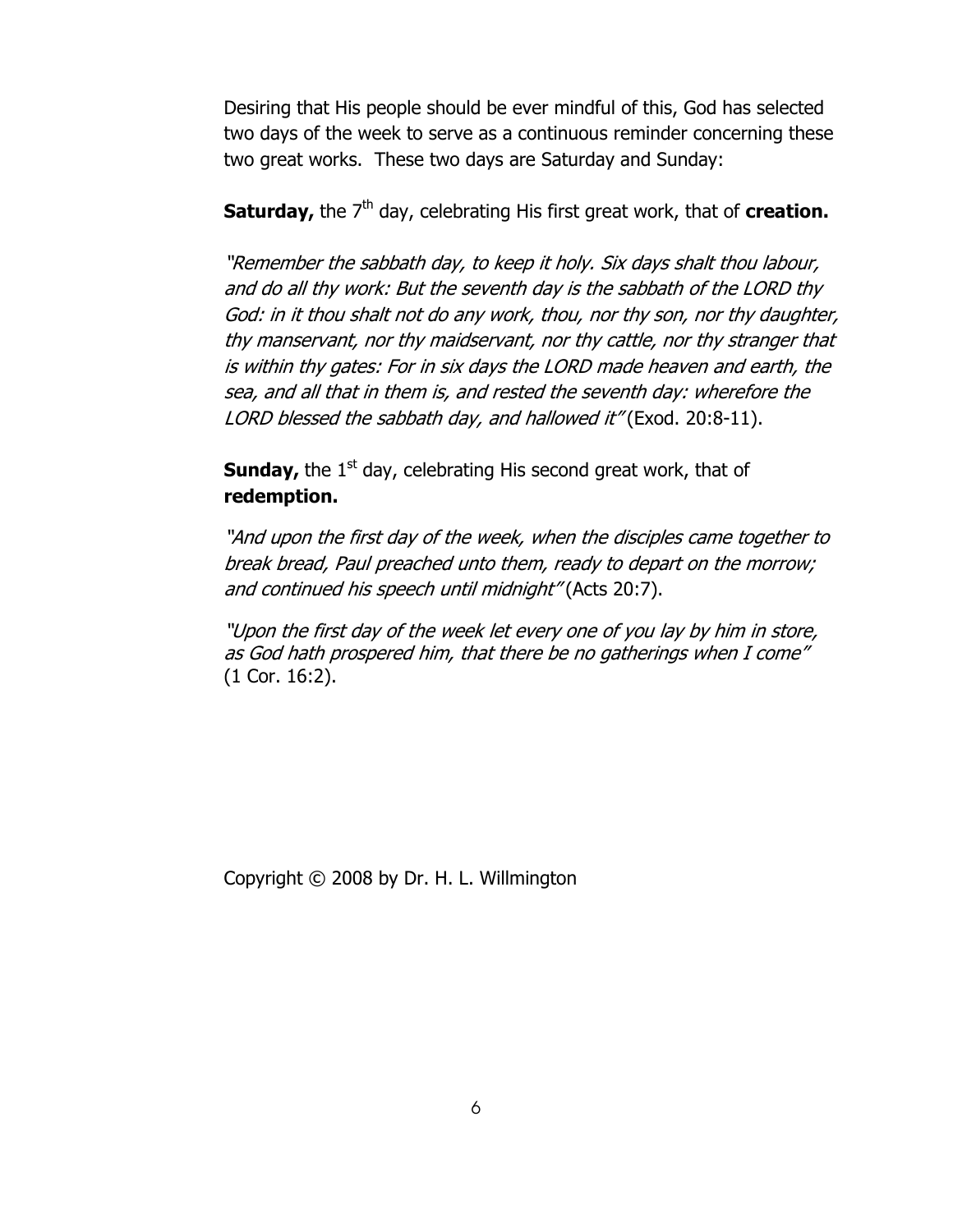Desiring that His people should be ever mindful of this, God has selected two days of the week to serve as a continuous reminder concerning these two great works. These two days are Saturday and Sunday:

**Saturday,** the 7th day, celebrating His first great work, that of **creation.**

*"Remember the sabbath day, to keep it holy. Six days shalt thou labour, and do all thy work: But the seventh day is the sabbath of the LORD thy God: in it thou shalt not do any work, thou, nor thy son, nor thy daughter, thy manservant, nor thy maidservant, nor thy cattle, nor thy stranger that is within thy gates: For in six days the LORD made heaven and earth, the sea, and all that in them is, and rested the seventh day: wherefore the LORD blessed the sabbath day, and hallowed it"* (Exod. 20:8-11).

**Sunday,** the 1st day, celebrating His second great work, that of **redemption.**

*"And upon the first day of the week, when the disciples came together to break bread, Paul preached unto them, ready to depart on the morrow; and continued his speech until midnight"* (Acts 20:7).

*"Upon the first day of the week let every one of you lay by him in store, as God hath prospered him, that there be no gatherings when I come"* (1 Cor. 16:2).

Copyright © 2008 by Dr. H. L. Willmington